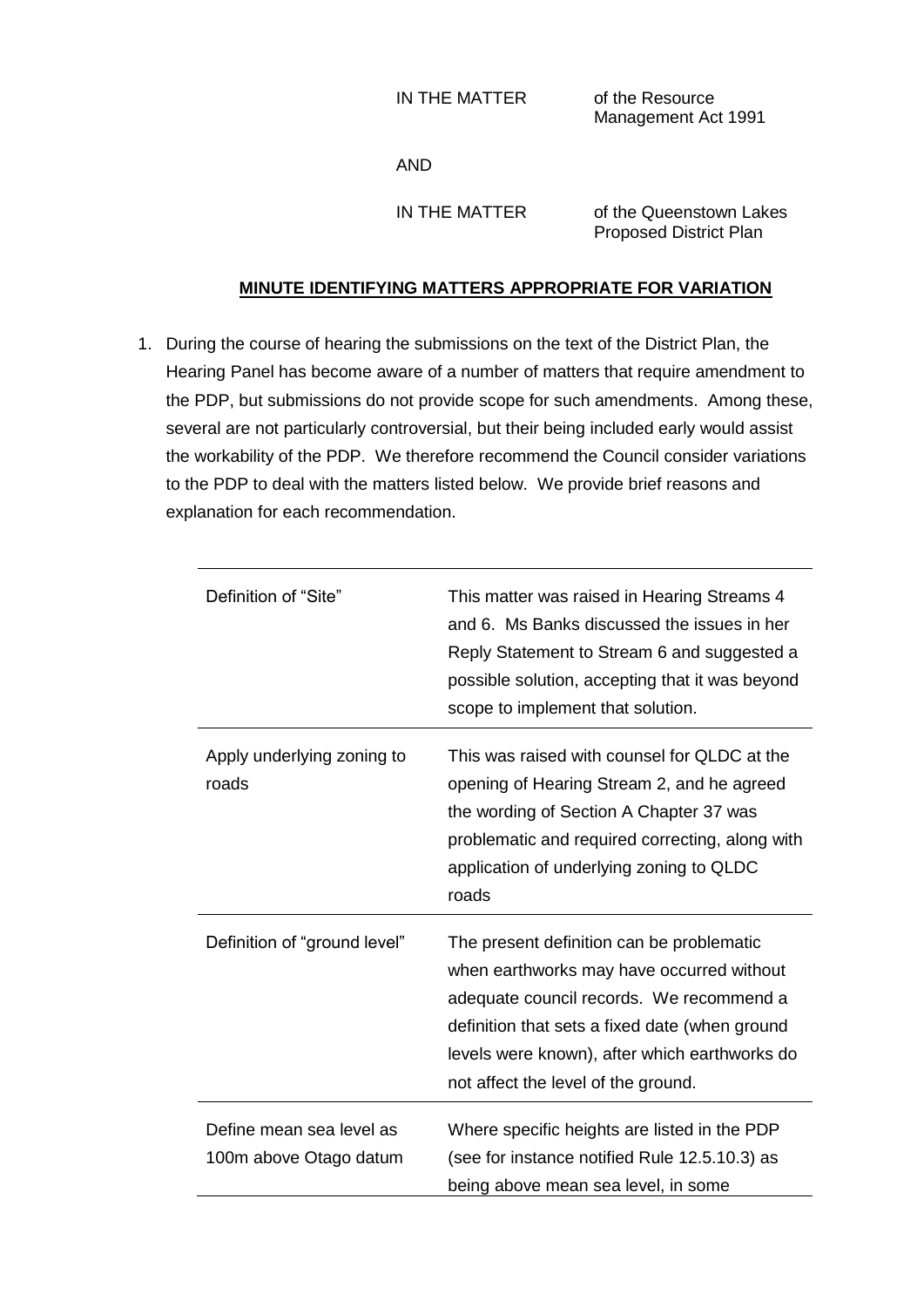IN THE MATTER of the Resource Management Act 1991

AND

IN THE MATTER of the Queenstown Lakes Proposed District Plan

## MINUTE IDENTIFYING MATTERS APPROPRIATE FOR VARIATION

1. During the course of hearing the submissions on the text of the District Plan, the Hearing Panel has become aware of a number of matters that require amendment to the PDP, but submissions do not provide scope for such amendments. Among these, several are not particularly controversial, but their being included early would assist the workability of the PDP. We therefore recommend the Council consider variations to the PDP to deal with the matters listed below. We provide brief reasons and explanation for each recommendation.

| | |
|---|---|
| Definition of "Site" | This matter was raised in Hearing Streams 4 and 6. Ms Banks discussed the issues in her Reply Statement to Stream 6 and suggested a possible solution, accepting that it was beyond scope to implement that solution. |
| Apply underlying zoning to roads | This was raised with counsel for QLDC at the opening of Hearing Stream 2, and he agreed the wording of Section A Chapter 37 was problematic and required correcting, along with application of underlying zoning to QLDC roads |
| Definition of "ground level" | The present definition can be problematic when earthworks may have occurred without adequate council records. We recommend a definition that sets a fixed date (when ground levels were known), after which earthworks do not affect the level of the ground. |
| Define mean sea level as 100m above Otago datum | Where specific heights are listed in the PDP (see for instance notified Rule 12.5.10.3) as being above mean sea level, in some |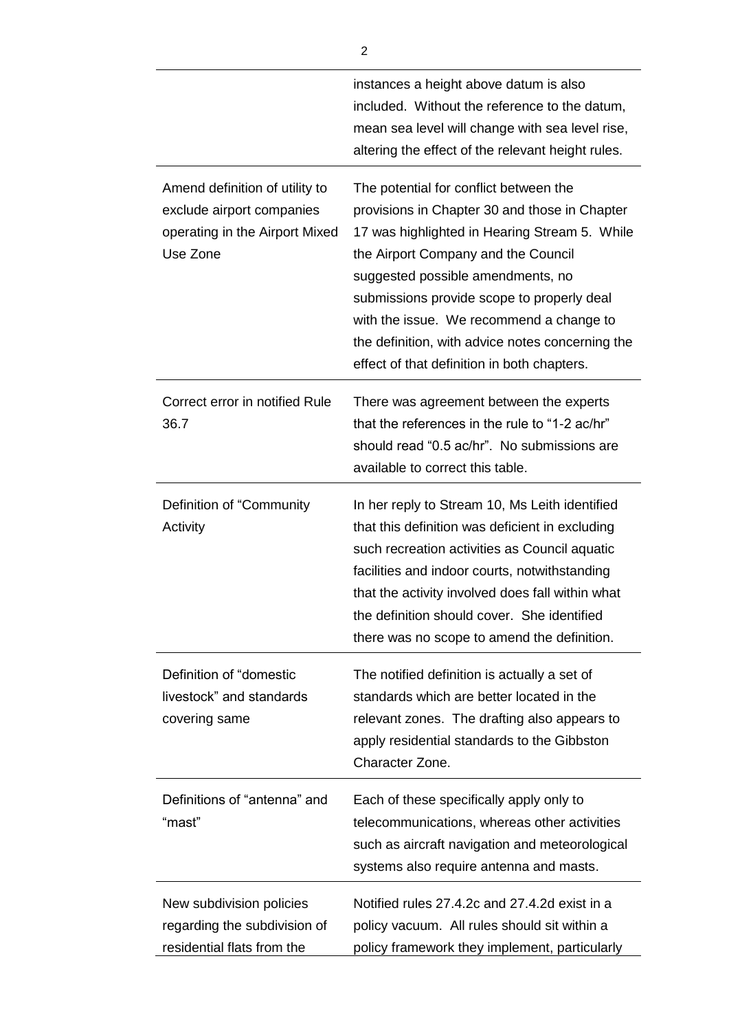| | |
|---|---|
| | instances a height above datum is also included. Without the reference to the datum, mean sea level will change with sea level rise, altering the effect of the relevant height rules. |
| Amend definition of utility to exclude airport companies operating in the Airport Mixed Use Zone | The potential for conflict between the provisions in Chapter 30 and those in Chapter 17 was highlighted in Hearing Stream 5. While the Airport Company and the Council suggested possible amendments, no submissions provide scope to properly deal with the issue. We recommend a change to the definition, with advice notes concerning the effect of that definition in both chapters. |
| Correct error in notified Rule 36.7 | There was agreement between the experts that the references in the rule to "1-2 ac/hr" should read "0.5 ac/hr". No submissions are available to correct this table. |
| Definition of "Community Activity | In her reply to Stream 10, Ms Leith identified that this definition was deficient in excluding such recreation activities as Council aquatic facilities and indoor courts, notwithstanding that the activity involved does fall within what the definition should cover. She identified there was no scope to amend the definition. |
| Definition of "domestic livestock" and standards covering same | The notified definition is actually a set of standards which are better located in the relevant zones. The drafting also appears to apply residential standards to the Gibbston Character Zone. |
| Definitions of "antenna" and "mast" | Each of these specifically apply only to telecommunications, whereas other activities such as aircraft navigation and meteorological systems also require antenna and masts. |
| New subdivision policies regarding the subdivision of residential flats from the | Notified rules 27.4.2c and 27.4.2d exist in a policy vacuum. All rules should sit within a policy framework they implement, particularly |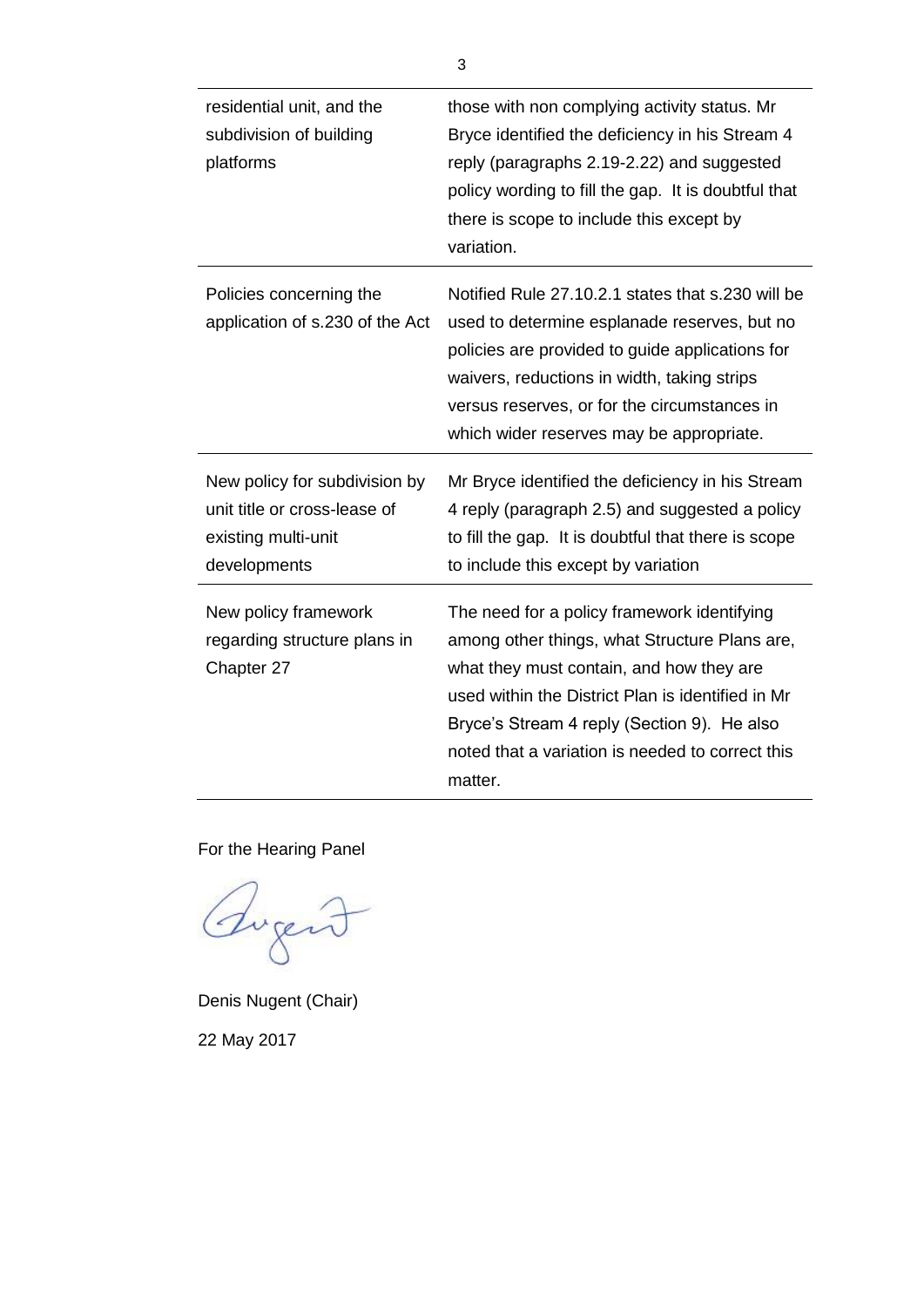| | |
|---|---|
| residential unit, and the subdivision of building platforms | those with non complying activity status. Mr Bryce identified the deficiency in his Stream 4 reply (paragraphs 2.19-2.22) and suggested policy wording to fill the gap. It is doubtful that there is scope to include this except by variation. |
| Policies concerning the application of s.230 of the Act | Notified Rule 27.10.2.1 states that s.230 will be used to determine esplanade reserves, but no policies are provided to guide applications for waivers, reductions in width, taking strips versus reserves, or for the circumstances in which wider reserves may be appropriate. |
| New policy for subdivision by unit title or cross-lease of existing multi-unit developments | Mr Bryce identified the deficiency in his Stream 4 reply (paragraph 2.5) and suggested a policy to fill the gap. It is doubtful that there is scope to include this except by variation |
| New policy framework regarding structure plans in Chapter 27 | The need for a policy framework identifying among other things, what Structure Plans are, what they must contain, and how they are used within the District Plan is identified in Mr Bryce's Stream 4 reply (Section 9). He also noted that a variation is needed to correct this matter. |

For the Hearing Panel

Denis Nugent (Chair)

22 May 2017